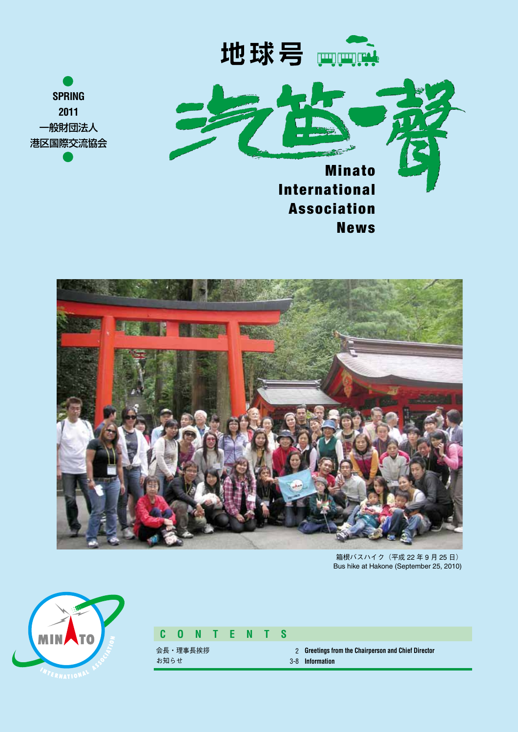SPRING
2011
一般財団法人
港区国際交流協会

# 地球号 汽笛一聲

## Minato International Association News

箱根バスハイク（平成 22 年 9 月 25 日）
Bus hike at Hakone (September 25, 2010)

## CONTENTS

| | | |
|---|---|---|
| 会長・理事長挨拶 | 2 | Greetings from the Chairperson and Chief Director |
| お知らせ | 3-8 | Information |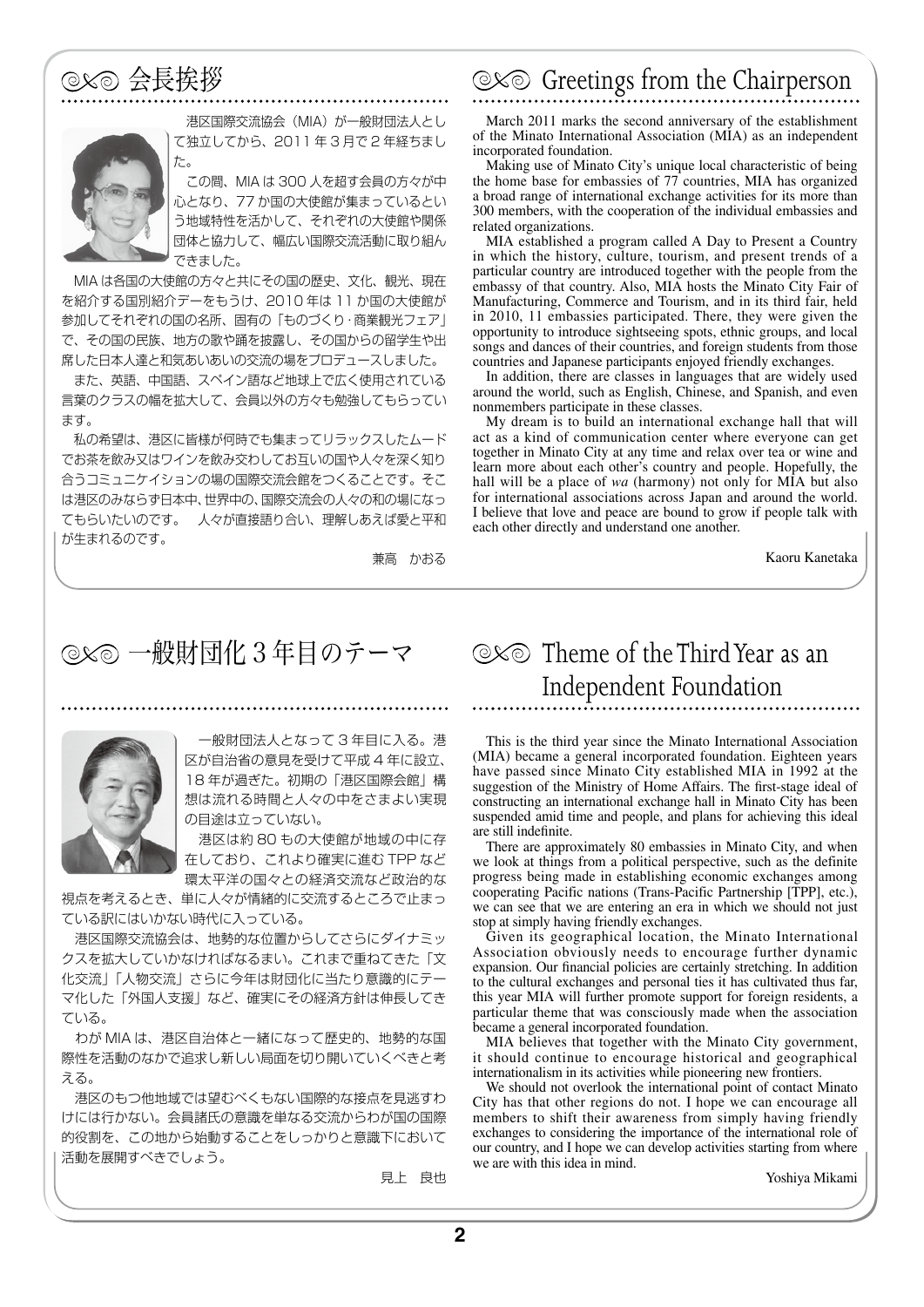## 会長挨拶

港区国際交流協会（MIA）が一般財団法人として独立してから、2011 年 3 月で 2 年経ちました。

この間、MIA は 300 人を超す会員の方々が中心となり、77 か国の大使館が集まっているという地域特性を活かして、それぞれの大使館や関係団体と協力して、幅広い国際交流活動に取り組んできました。

MIA は各国の大使館の方々と共にその国の歴史、文化、観光、現在を紹介する国別紹介デーをもうけ、2010 年は 11 か国の大使館が参加してそれぞれの国の名所、固有の「ものづくり・商業観光フェア」で、その国の民族、地方の歌や踊を披露し、その国からの留学生や出席した日本人達と和気あいあいの交流の場をプロデュースしました。

また、英語、中国語、スペイン語など地球上で広く使用されている言葉のクラスの幅を拡大して、会員以外の方々も勉強してもらっています。

私の希望は、港区に皆様が何時でも集まってリラックスしたムードでお茶を飲み又はワインを飲み交わしてお互いの国や人々を深く知り合うコミュニケイションの場の国際交流会館をつくることです。そこは港区のみならず日本中、世界中の、国際交流会の人々の和の場になってもらいたいのです。　人々が直接語り合い、理解しあえば愛と平和が生まれるのです。

兼高　かおる

## Greetings from the Chairperson

March 2011 marks the second anniversary of the establishment of the Minato International Association (MIA) as an independent incorporated foundation.

Making use of Minato City's unique local characteristic of being the home base for embassies of 77 countries, MIA has organized a broad range of international exchange activities for its more than 300 members, with the cooperation of the individual embassies and related organizations.

MIA established a program called A Day to Present a Country in which the history, culture, tourism, and present trends of a particular country are introduced together with the people from the embassy of that country. Also, MIA hosts the Minato City Fair of Manufacturing, Commerce and Tourism, and in its third fair, held in 2010, 11 embassies participated. There, they were given the opportunity to introduce sightseeing spots, ethnic groups, and local songs and dances of their countries, and foreign students from those countries and Japanese participants enjoyed friendly exchanges.

In addition, there are classes in languages that are widely used around the world, such as English, Chinese, and Spanish, and even nonmembers participate in these classes.

My dream is to build an international exchange hall that will act as a kind of communication center where everyone can get together in Minato City at any time and relax over tea or wine and learn more about each other's country and people. Hopefully, the hall will be a place of *wa* (harmony) not only for MIA but also for international associations across Japan and around the world. I believe that love and peace are bound to grow if people talk with each other directly and understand one another.

Kaoru Kanetaka

## 一般財団化 3 年目のテーマ

一般財団法人となって 3 年目に入る。港区が自治省の意見を受けて平成 4 年に設立、18 年が過ぎた。初期の「港区国際会館」構想は流れる時間と人々の中をさまよい実現の目途は立っていない。

港区は約 80 もの大使館が地域の中に存在しており、これより確実に進む TPP など環太平洋の国々との経済交流など政治的な視点を考えるとき、単に人々が情緒的に交流するところで止まっている訳にはいかない時代に入っている。

港区国際交流協会は、地勢的な位置からしてさらにダイナミックスを拡大していかなければなるまい。これまで重ねてきた「文化交流」「人物交流」さらに今年は財団化に当たり意識的にテーマ化した「外国人支援」など、確実にその経済方針は伸長してきている。

わが MIA は、港区自治体と一緒になって歴史的、地勢的な国際性を活動のなかで追求し新しい局面を切り開いていくべきと考える。

港区のもつ他地域では望むべくもない国際的な接点を見逃すわけには行かない。会員諸氏の意識を単なる交流からわが国の国際的役割を、この地から始動することをしっかりと意識下において活動を展開すべきでしょう。

見上　良也

## Theme of the Third Year as an Independent Foundation

This is the third year since the Minato International Association (MIA) became a general incorporated foundation. Eighteen years have passed since Minato City established MIA in 1992 at the suggestion of the Ministry of Home Affairs. The first-stage ideal of constructing an international exchange hall in Minato City has been suspended amid time and people, and plans for achieving this ideal are still indefinite.

There are approximately 80 embassies in Minato City, and when we look at things from a political perspective, such as the definite progress being made in establishing economic exchanges among cooperating Pacific nations (Trans-Pacific Partnership [TPP], etc.), we can see that we are entering an era in which we should not just stop at simply having friendly exchanges.

Given its geographical location, the Minato International Association obviously needs to encourage further dynamic expansion. Our financial policies are certainly stretching. In addition to the cultural exchanges and personal ties it has cultivated thus far, this year MIA will further promote support for foreign residents, a particular theme that was consciously made when the association became a general incorporated foundation.

MIA believes that together with the Minato City government, it should continue to encourage historical and geographical internationalism in its activities while pioneering new frontiers.

We should not overlook the international point of contact Minato City has that other regions do not. I hope we can encourage all members to shift their awareness from simply having friendly exchanges to considering the importance of the international role of our country, and I hope we can develop activities starting from where we are with this idea in mind.

Yoshiya Mikami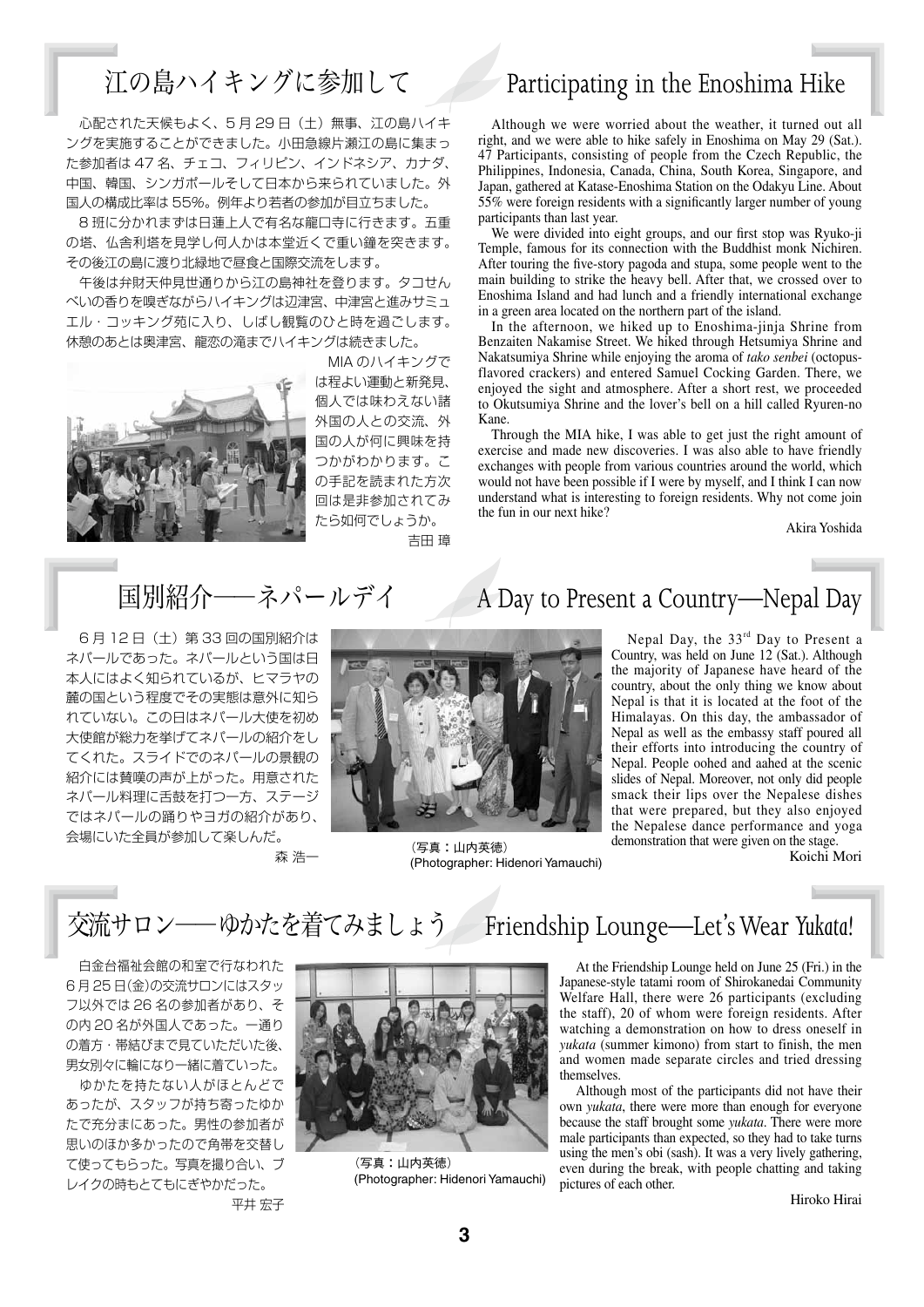## 江の島ハイキングに参加して

心配された天候もよく、５月２９日（土）無事、江の島ハイキングを実施することができました。小田急線片瀬江の島に集まった参加者は４７名、チェコ、フィリピン、インドネシア、カナダ、中国、韓国、シンガポールそして日本から来られていました。外国人の構成比率は５５%。例年より若者の参加が目立ちました。

８班に分かれまずは日蓮上人で有名な龍口寺に行きます。五重の塔、仏舎利塔を見学し何人かは本堂近くで重い鐘を突きます。その後江の島に渡り北緑地で昼食と国際交流をします。

午後は弁財天仲見世通りから江の島神社を登ります。タコせんべいの香りを嗅ぎながらハイキングは辺津宮、中津宮と進みサミュエル・コッキング苑に入り、しばし観覧のひと時を過ごします。休憩のあとは奥津宮、龍恋の滝までハイキングは続きました。

MIA のハイキングでは程よい運動と新発見、個人では味わえない諸外国の人との交流、外国の人が何に興味を持つかがわかります。この手記を読まれた方次回は是非参加されてみたら如何でしょうか。

吉田 璋

## Participating in the Enoshima Hike

Although we were worried about the weather, it turned out all right, and we were able to hike safely in Enoshima on May 29 (Sat.). 47 Participants, consisting of people from the Czech Republic, the Philippines, Indonesia, Canada, China, South Korea, Singapore, and Japan, gathered at Katase-Enoshima Station on the Odakyu Line. About 55% were foreign residents with a significantly larger number of young participants than last year.

We were divided into eight groups, and our first stop was Ryuko-ji Temple, famous for its connection with the Buddhist monk Nichiren. After touring the five-story pagoda and stupa, some people went to the main building to strike the heavy bell. After that, we crossed over to Enoshima Island and had lunch and a friendly international exchange in a green area located on the northern part of the island.

In the afternoon, we hiked up to Enoshima-jinja Shrine from Benzaiten Nakamise Street. We hiked through Hetsumiya Shrine and Nakatsumiya Shrine while enjoying the aroma of *tako senbei* (octopus-flavored crackers) and entered Samuel Cocking Garden. There, we enjoyed the sight and atmosphere. After a short rest, we proceeded to Okutsumiya Shrine and the lover's bell on a hill called Ryuren-no Kane.

Through the MIA hike, I was able to get just the right amount of exercise and made new discoveries. I was also able to have friendly exchanges with people from various countries around the world, which would not have been possible if I were by myself, and I think I can now understand what is interesting to foreign residents. Why not come join the fun in our next hike?

Akira Yoshida

## 国別紹介――ネパールデイ

６月１２日（土）第３３回の国別紹介はネパールであった。ネパールという国は日本人にはよく知られているが、ヒマラヤの麓の国という程度でその実態は意外に知られていない。この日はネパール大使を初め大使館が総力を挙げてネパールの紹介をしてくれた。スライドでのネパールの景観の紹介には賛嘆の声が上がった。用意されたネパール料理に舌鼓を打つ一方、ステージではネパールの踊りやヨガの紹介があり、会場にいた全員が参加して楽しんだ。

森 浩一

（写真：山内英徳）
(Photographer: Hidenori Yamauchi)

## A Day to Present a Country—Nepal Day

Nepal Day, the 33rd Day to Present a Country, was held on June 12 (Sat.). Although the majority of Japanese have heard of the country, about the only thing we know about Nepal is that it is located at the foot of the Himalayas. On this day, the ambassador of Nepal as well as the embassy staff poured all their efforts into introducing the country of Nepal. People oohed and aahed at the scenic slides of Nepal. Moreover, not only did people smack their lips over the Nepalese dishes that were prepared, but they also enjoyed the Nepalese dance performance and yoga demonstration that were given on the stage.

Koichi Mori

## 交流サロン――ゆかたを着てみましょう

白金台福祉会館の和室で行なわれた６月２５日(金)の交流サロンにはスタッフ以外では２６名の参加者があり、その内２０名が外国人であった。一通りの着方・帯結びまで見ていただいた後、男女別々に輪になり一緒に着ていった。

ゆかたを持たない人がほとんどであったが、スタッフが持ち寄ったゆかたで充分まにあった。男性の参加者が思いのほか多かったので角帯を交替して使ってもらった。写真を撮り合い、ブレイクの時もとてもにぎやかだった。

平井 宏子

（写真：山内英徳）
(Photographer: Hidenori Yamauchi)

## Friendship Lounge—Let's Wear *Yukata*!

At the Friendship Lounge held on June 25 (Fri.) in the Japanese-style tatami room of Shirokanedai Community Welfare Hall, there were 26 participants (excluding the staff), 20 of whom were foreign residents. After watching a demonstration on how to dress oneself in *yukata* (summer kimono) from start to finish, the men and women made separate circles and tried dressing themselves.

Although most of the participants did not have their own *yukata*, there were more than enough for everyone because the staff brought some *yukata*. There were more male participants than expected, so they had to take turns using the men's obi (sash). It was a very lively gathering, even during the break, with people chatting and taking pictures of each other.

Hiroko Hirai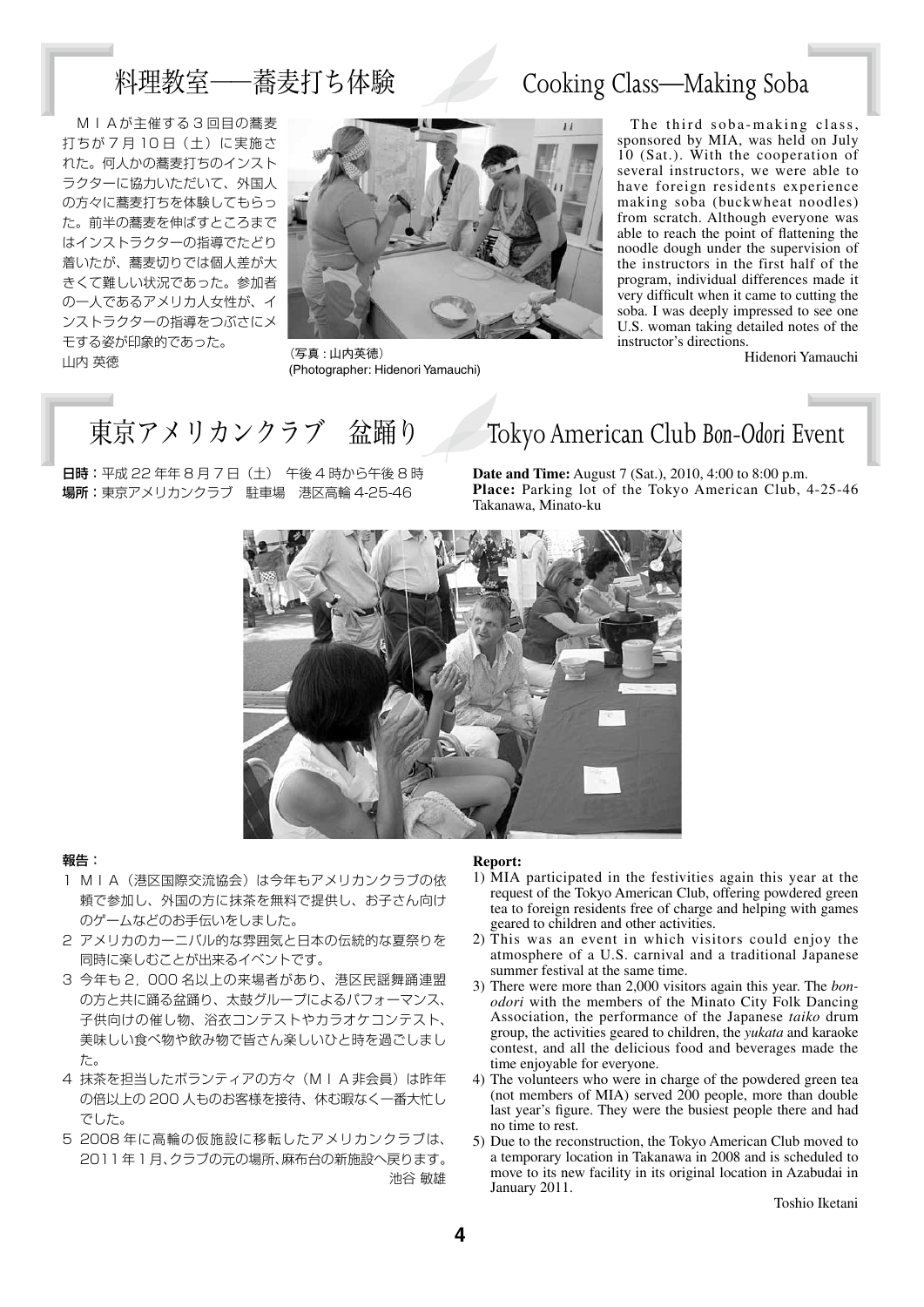## 料理教室――蕎麦打ち体験

## Cooking Class—Making Soba

ＭＩＡが主催する３回目の蕎麦打ちが７月１０日（土）に実施された。何人かの蕎麦打ちのインストラクターに協力いただいて、外国人の方々に蕎麦打ちを体験してもらった。前半の蕎麦を伸ばすところまではインストラクターの指導でたどり着いたが、蕎麦切りでは個人差が大きくて難しい状況であった。参加者の一人であるアメリカ人女性が、インストラクターの指導をつぶさにメモする姿が印象的であった。
山内 英徳

（写真：山内英徳）
(Photographer: Hidenori Yamauchi)

The third soba-making class, sponsored by MIA, was held on July 10 (Sat.). With the cooperation of several instructors, we were able to have foreign residents experience making soba (buckwheat noodles) from scratch. Although everyone was able to reach the point of flattening the noodle dough under the supervision of the instructors in the first half of the program, individual differences made it very difficult when it came to cutting the soba. I was deeply impressed to see one U.S. woman taking detailed notes of the instructor's directions.

Hidenori Yamauchi

## 東京アメリカンクラブ　盆踊り

## Tokyo American Club *Bon-Odori* Event

**日時**：平成 22 年年８月７日（土） 午後４時から午後８時
**場所**：東京アメリカンクラブ　駐車場　港区高輪 4-25-46

**Date and Time:** August 7 (Sat.), 2010, 4:00 to 8:00 p.m.
**Place:** Parking lot of the Tokyo American Club, 4-25-46 Takanawa, Minato-ku

**報告**：

1 ＭＩＡ（港区国際交流協会）は今年もアメリカンクラブの依頼で参加し、外国の方に抹茶を無料で提供し、お子さん向けのゲームなどのお手伝いをしました。
2 アメリカのカーニバル的な雰囲気と日本の伝統的な夏祭りを同時に楽しむことが出来るイベントです。
3 今年も２，０００名以上の来場者があり、港区民謡舞踊連盟の方と共に踊る盆踊り、太鼓グループによるパフォーマンス、子供向けの催し物、浴衣コンテストやカラオケコンテスト、美味しい食べ物や飲み物で皆さん楽しいひと時を過ごしました。
4 抹茶を担当したボランティアの方々（ＭＩＡ非会員）は昨年の倍以上の 200 人ものお客様を接待、休む暇なく一番大忙しでした。
5 2008 年に高輪の仮施設に移転したアメリカンクラブは、２０１１年１月、クラブの元の場所、麻布台の新施設へ戻ります。

池谷 敏雄

**Report:**

1) MIA participated in the festivities again this year at the request of the Tokyo American Club, offering powdered green tea to foreign residents free of charge and helping with games geared to children and other activities.
2) This was an event in which visitors could enjoy the atmosphere of a U.S. carnival and a traditional Japanese summer festival at the same time.
3) There were more than 2,000 visitors again this year. The *bon-odori* with the members of the Minato City Folk Dancing Association, the performance of the Japanese *taiko* drum group, the activities geared to children, the *yukata* and karaoke contest, and all the delicious food and beverages made the time enjoyable for everyone.
4) The volunteers who were in charge of the powdered green tea (not members of MIA) served 200 people, more than double last year's figure. They were the busiest people there and had no time to rest.
5) Due to the reconstruction, the Tokyo American Club moved to a temporary location in Takanawa in 2008 and is scheduled to move to its new facility in its original location in Azabudai in January 2011.

Toshio Iketani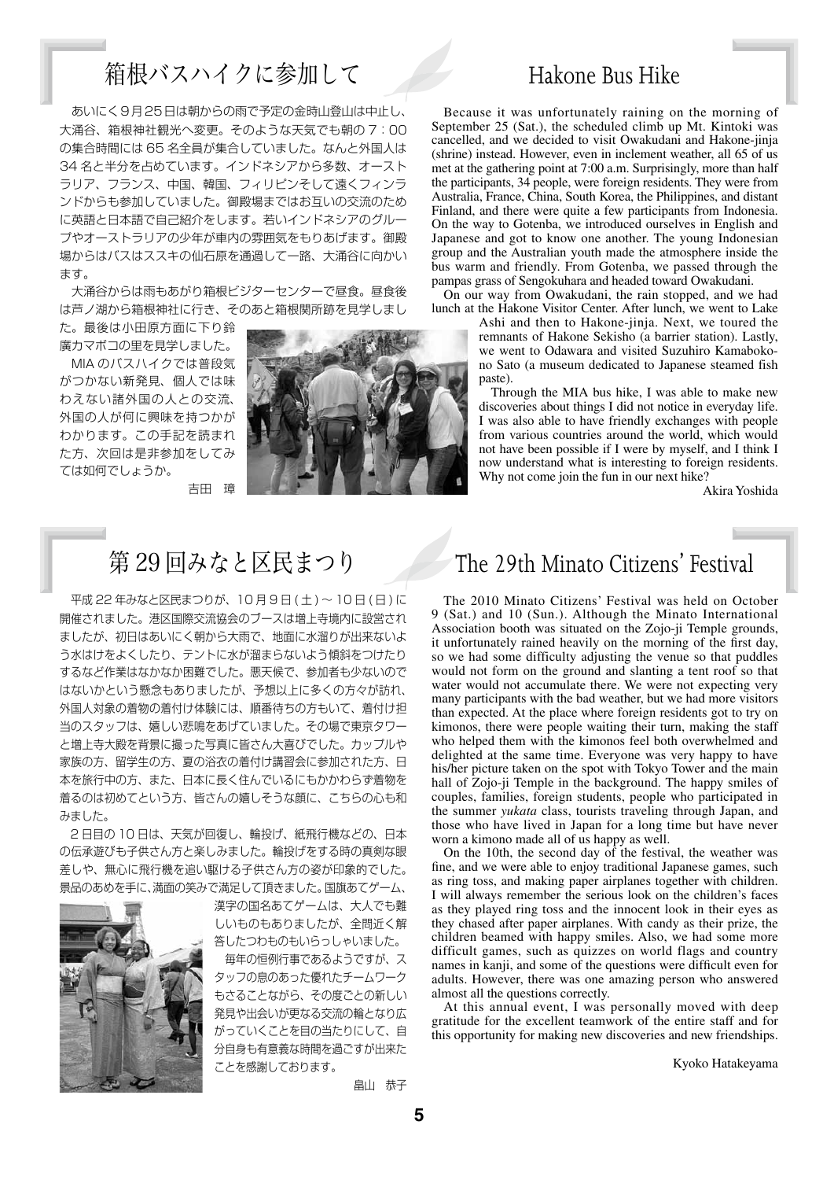# 箱根バスハイクに参加して

あいにく９月25日は朝からの雨で予定の金時山登山は中止し、大涌谷、箱根神社観光へ変更。そのような天気でも朝の７：00の集合時間には 65 名全員が集合していました。なんと外国人は 34 名と半分を占めています。インドネシアから多数、オーストラリア、フランス、中国、韓国、フィリピンそして遠くフィンランドからも参加していました。御殿場まではお互いの交流のために英語と日本語で自己紹介をします。若いインドネシアのグループやオーストラリアの少年が車内の雰囲気をもりあげます。御殿場からはバスはススキの仙石原を通過して一路、大涌谷に向かいます。

大涌谷からは雨もあがり箱根ビジターセンターで昼食。昼食後は芦ノ湖から箱根神社に行き、そのあと箱根関所跡を見学しました。最後は小田原方面に下り鈴廣カマボコの里を見学しました。

MIA のバスハイクでは普段気がつかない新発見、個人では味わえない諸外国の人との交流、外国の人が何に興味を持つかがわかります。この手記を読まれた方、次回は是非参加をしてみては如何でしょうか。

吉田　璋

# Hakone Bus Hike

Because it was unfortunately raining on the morning of September 25 (Sat.), the scheduled climb up Mt. Kintoki was cancelled, and we decided to visit Owakudani and Hakone-jinja (shrine) instead. However, even in inclement weather, all 65 of us met at the gathering point at 7:00 a.m. Surprisingly, more than half the participants, 34 people, were foreign residents. They were from Australia, France, China, South Korea, the Philippines, and distant Finland, and there were quite a few participants from Indonesia. On the way to Gotenba, we introduced ourselves in English and Japanese and got to know one another. The young Indonesian group and the Australian youth made the atmosphere inside the bus warm and friendly. From Gotenba, we passed through the pampas grass of Sengokuhara and headed toward Owakudani.

On our way from Owakudani, the rain stopped, and we had lunch at the Hakone Visitor Center. After lunch, we went to Lake Ashi and then to Hakone-jinja. Next, we toured the remnants of Hakone Sekisho (a barrier station). Lastly, we went to Odawara and visited Suzuhiro Kamaboko-no Sato (a museum dedicated to Japanese steamed fish paste).

Through the MIA bus hike, I was able to make new discoveries about things I did not notice in everyday life. I was also able to have friendly exchanges with people from various countries around the world, which would not have been possible if I were by myself, and I think I now understand what is interesting to foreign residents. Why not come join the fun in our next hike?

Akira Yoshida

# 第 29 回みなと区民まつり

平成 22 年みなと区民まつりが、10月９日（土）～ 10日（日）に開催されました。港区国際交流協会のブースは増上寺境内に設営されましたが、初日はあいにく朝から大雨で、地面に水溜りが出来ないよう水はけをよくしたり、テントに水が溜まらないよう傾斜をつけたりするなど作業はなかなか困難でした。悪天候で、参加者も少ないのではないかという懸念もありましたが、予想以上に多くの方々が訪れ、外国人対象の着物の着付け体験には、順番待ちの方もいて、着付け担当のスタッフは、嬉しい悲鳴をあげていました。その場で東京タワーと増上寺大殿を背景に撮った写真に皆さん大喜びでした。カップルや家族の方、留学生の方、夏の浴衣の着付け講習会に参加された方、日本を旅行中の方、また、日本に長く住んでいるにもかかわらず着物を着るのは初めてという方、皆さんの嬉しそうな顔に、こちらの心も和みました。

２日目の 10 日は、天気が回復し、輪投げ、紙飛行機などの、日本の伝承遊びも子供さん方と楽しみました。輪投げをする時の真剣な眼差しや、無心に飛行機を追い駆ける子供さん方の姿が印象的でした。景品のあめを手に、満面の笑みで満足して頂きました。国旗あてゲーム、漢字の国名あてゲームは、大人でも難しいものもありましたが、全問近く解答したつわものもいらっしゃいました。

毎年の恒例行事であるようですが、スタッフの息のあった優れたチームワークもさることながら、その度ごとの新しい発見や出会いが更なる交流の輪となり広がっていくことを目の当たりにして、自分自身も有意義な時間を過ごすが出来たことを感謝しております。

畠山　恭子

# The 29th Minato Citizens' Festival

The 2010 Minato Citizens' Festival was held on October 9 (Sat.) and 10 (Sun.). Although the Minato International Association booth was situated on the Zojo-ji Temple grounds, it unfortunately rained heavily on the morning of the first day, so we had some difficulty adjusting the venue so that puddles would not form on the ground and slanting a tent roof so that water would not accumulate there. We were not expecting very many participants with the bad weather, but we had more visitors than expected. At the place where foreign residents got to try on kimonos, there were people waiting their turn, making the staff who helped them with the kimonos feel both overwhelmed and delighted at the same time. Everyone was very happy to have his/her picture taken on the spot with Tokyo Tower and the main hall of Zojo-ji Temple in the background. The happy smiles of couples, families, foreign students, people who participated in the summer *yukata* class, tourists traveling through Japan, and those who have lived in Japan for a long time but have never worn a kimono made all of us happy as well.

On the 10th, the second day of the festival, the weather was fine, and we were able to enjoy traditional Japanese games, such as ring toss, and making paper airplanes together with children. I will always remember the serious look on the children's faces as they played ring toss and the innocent look in their eyes as they chased after paper airplanes. With candy as their prize, the children beamed with happy smiles. Also, we had some more difficult games, such as quizzes on world flags and country names in kanji, and some of the questions were difficult even for adults. However, there was one amazing person who answered almost all the questions correctly.

At this annual event, I was personally moved with deep gratitude for the excellent teamwork of the entire staff and for this opportunity for making new discoveries and new friendships.

Kyoko Hatakeyama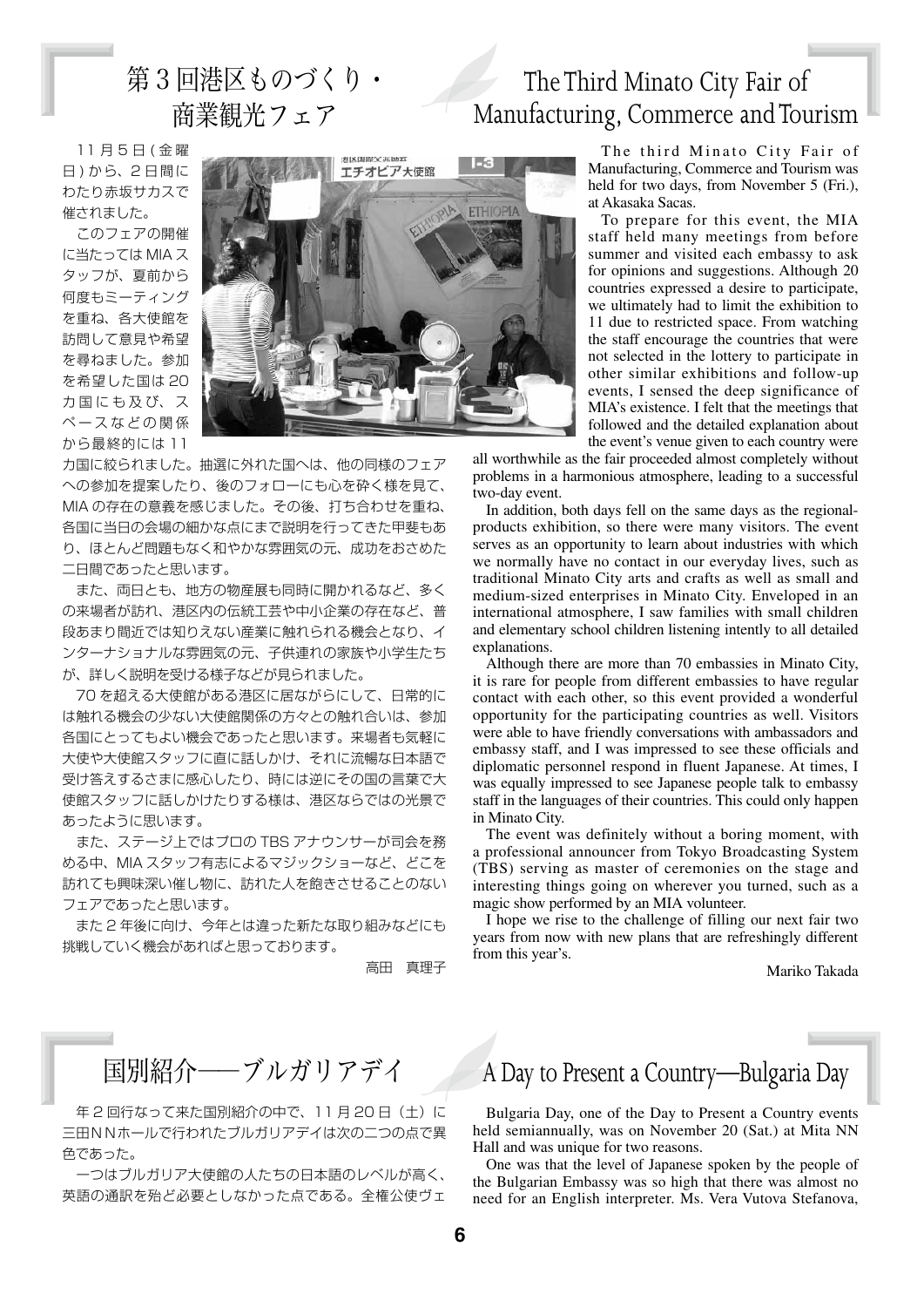# 第３回港区ものづくり・商業観光フェア

11 月５日（金曜日）から、２日間にわたり赤坂サカスで催されました。

このフェアの開催に当たっては MIA スタッフが、夏前から何度もミーティングを重ね、各大使館を訪問して意見や希望を尋ねました。参加を希望した国は 20 カ国にも及び、スペースなどの関係から最終的には 11 カ国に絞られました。抽選に外れた国へは、他の同様のフェアへの参加を提案したり、後のフォローにも心を砕く様を見て、MIA の存在の意義を感じました。その後、打ち合わせを重ね、各国に当日の会場の細かな点にまで説明を行ってきた甲斐もあり、ほとんど問題もなく和やかな雰囲気の元、成功をおさめた二日間であったと思います。

また、両日とも、地方の物産展も同時に開かれるなど、多くの来場者が訪れ、港区内の伝統工芸や中小企業の存在など、普段あまり間近では知りえない産業に触れられる機会となり、インターナショナルな雰囲気の元、子供連れの家族や小学生たちが、詳しく説明を受ける様子などが見られました。

70 を超える大使館がある港区に居ながらにして、日常的には触れる機会の少ない大使館関係の方々との触れ合いは、参加各国にとってもよい機会であったと思います。来場者も気軽に大使や大使館スタッフに直に話しかけ、それに流暢な日本語で受け答えするさまに感心したり、時には逆にその国の言葉で大使館スタッフに話しかけたりする様は、港区ならではの光景であったように思います。

また、ステージ上ではプロの TBS アナウンサーが司会を務める中、MIA スタッフ有志によるマジックショーなど、どこを訪れても興味深い催し物に、訪れた人を飽きさせることのないフェアであったと思います。

また２年後に向け、今年とは違った新たな取り組みなどにも挑戦していく機会があればと思っております。

高田　真理子

# The Third Minato City Fair of Manufacturing, Commerce and Tourism

The third Minato City Fair of Manufacturing, Commerce and Tourism was held for two days, from November 5 (Fri.), at Akasaka Sacas.

To prepare for this event, the MIA staff held many meetings from before summer and visited each embassy to ask for opinions and suggestions. Although 20 countries expressed a desire to participate, we ultimately had to limit the exhibition to 11 due to restricted space. From watching the staff encourage the countries that were not selected in the lottery to participate in other similar exhibitions and follow-up events, I sensed the deep significance of MIA's existence. I felt that the meetings that followed and the detailed explanation about the event's venue given to each country were all worthwhile as the fair proceeded almost completely without problems in a harmonious atmosphere, leading to a successful two-day event.

In addition, both days fell on the same days as the regional-products exhibition, so there were many visitors. The event serves as an opportunity to learn about industries with which we normally have no contact in our everyday lives, such as traditional Minato City arts and crafts as well as small and medium-sized enterprises in Minato City. Enveloped in an international atmosphere, I saw families with small children and elementary school children listening intently to all detailed explanations.

Although there are more than 70 embassies in Minato City, it is rare for people from different embassies to have regular contact with each other, so this event provided a wonderful opportunity for the participating countries as well. Visitors were able to have friendly conversations with ambassadors and embassy staff, and I was impressed to see these officials and diplomatic personnel respond in fluent Japanese. At times, I was equally impressed to see Japanese people talk to embassy staff in the languages of their countries. This could only happen in Minato City.

The event was definitely without a boring moment, with a professional announcer from Tokyo Broadcasting System (TBS) serving as master of ceremonies on the stage and interesting things going on wherever you turned, such as a magic show performed by an MIA volunteer.

I hope we rise to the challenge of filling our next fair two years from now with new plans that are refreshingly different from this year's.

Mariko Takada

# 国別紹介――ブルガリアデイ

年２回行なって来た国別紹介の中で、11 月 20 日（土）に三田ＮＮホールで行われたブルガリアデイは次の二つの点で異色であった。

一つはブルガリア大使館の人たちの日本語のレベルが高く、英語の通訳を殆ど必要としなかった点である。全権公使ヴェ

# A Day to Present a Country—Bulgaria Day

Bulgaria Day, one of the Day to Present a Country events held semiannually, was on November 20 (Sat.) at Mita NN Hall and was unique for two reasons.

One was that the level of Japanese spoken by the people of the Bulgarian Embassy was so high that there was almost no need for an English interpreter. Ms. Vera Vutova Stefanova,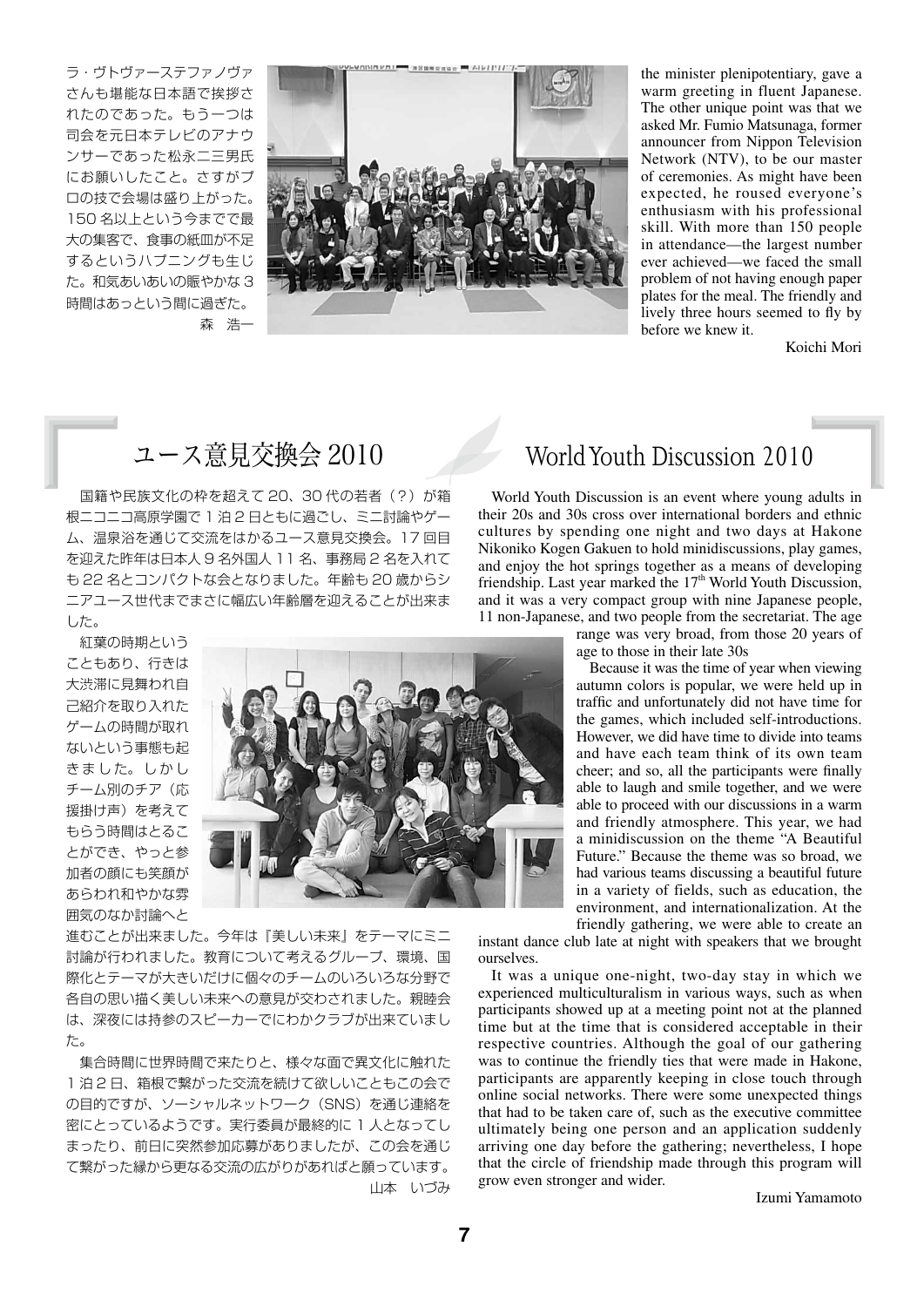ラ・ヴトヴァーステファノヴァさんも堪能な日本語で挨拶されたのであった。もう一つは司会を元日本テレビのアナウンサーであった松永二三男氏にお願いしたこと。さすがプロの技で会場は盛り上がった。150名以上という今までで最大の集客で、食事の紙皿が不足するというハプニングも生じた。和気あいあいの賑やかな3時間はあっという間に過ぎた。

森　浩一

the minister plenipotentiary, gave a warm greeting in fluent Japanese. The other unique point was that we asked Mr. Fumio Matsunaga, former announcer from Nippon Television Network (NTV), to be our master of ceremonies. As might have been expected, he roused everyone's enthusiasm with his professional skill. With more than 150 people in attendance—the largest number ever achieved—we faced the small problem of not having enough paper plates for the meal. The friendly and lively three hours seemed to fly by before we knew it.

Koichi Mori

## ユース意見交換会 2010

国籍や民族文化の枠を超えて20、30代の若者（？）が箱根ニコニコ高原学園で1泊2日ともに過ごし、ミニ討論やゲーム、温泉浴を通じて交流をはかるユース意見交換会。17回目を迎えた昨年は日本人9名外国人11名、事務局2名を入れても22名とコンパクトな会となりました。年齢も20歳からシニアユース世代までまさに幅広い年齢層を迎えることが出来ました。

紅葉の時期ということもあり、行きは大渋滞に見舞われ自己紹介を取り入れたゲームの時間が取れないという事態も起きました。しかしチーム別のチア（応援掛け声）を考えてもらう時間はとることができ、やっと参加者の顔にも笑顔があらわれ和やかな雰囲気のなか討論へと進むことが出来ました。今年は『美しい未来』をテーマにミニ討論が行われました。教育について考えるグループ、環境、国際化とテーマが大きいだけに個々のチームのいろいろな分野で各自の思い描く美しい未来への意見が交わされました。親睦会は、深夜には持参のスピーカーでにわかクラブが出来ていました。

集合時間に世界時間で来たりと、様々な面で異文化に触れた1泊2日、箱根で繋がった交流を続けて欲しいこともこの会での目的ですが、ソーシャルネットワーク（SNS）を通じ連絡を密にとっているようです。実行委員が最終的に1人となってしまったり、前日に突然参加応募がありましたが、この会を通じて繋がった縁から更なる交流の広がりがあればと願っています。

山本　いづみ

## World Youth Discussion 2010

World Youth Discussion is an event where young adults in their 20s and 30s cross over international borders and ethnic cultures by spending one night and two days at Hakone Nikoniko Kogen Gakuen to hold minidiscussions, play games, and enjoy the hot springs together as a means of developing friendship. Last year marked the 17th World Youth Discussion, and it was a very compact group with nine Japanese people, 11 non-Japanese, and two people from the secretariat. The age range was very broad, from those 20 years of age to those in their late 30s

Because it was the time of year when viewing autumn colors is popular, we were held up in traffic and unfortunately did not have time for the games, which included self-introductions. However, we did have time to divide into teams and have each team think of its own team cheer; and so, all the participants were finally able to laugh and smile together, and we were able to proceed with our discussions in a warm and friendly atmosphere. This year, we had a minidiscussion on the theme "A Beautiful Future." Because the theme was so broad, we had various teams discussing a beautiful future in a variety of fields, such as education, the environment, and internationalization. At the friendly gathering, we were able to create an instant dance club late at night with speakers that we brought ourselves.

It was a unique one-night, two-day stay in which we experienced multiculturalism in various ways, such as when participants showed up at a meeting point not at the planned time but at the time that is considered acceptable in their respective countries. Although the goal of our gathering was to continue the friendly ties that were made in Hakone, participants are apparently keeping in close touch through online social networks. There were some unexpected things that had to be taken care of, such as the executive committee ultimately being one person and an application suddenly arriving one day before the gathering; nevertheless, I hope that the circle of friendship made through this program will grow even stronger and wider.

Izumi Yamamoto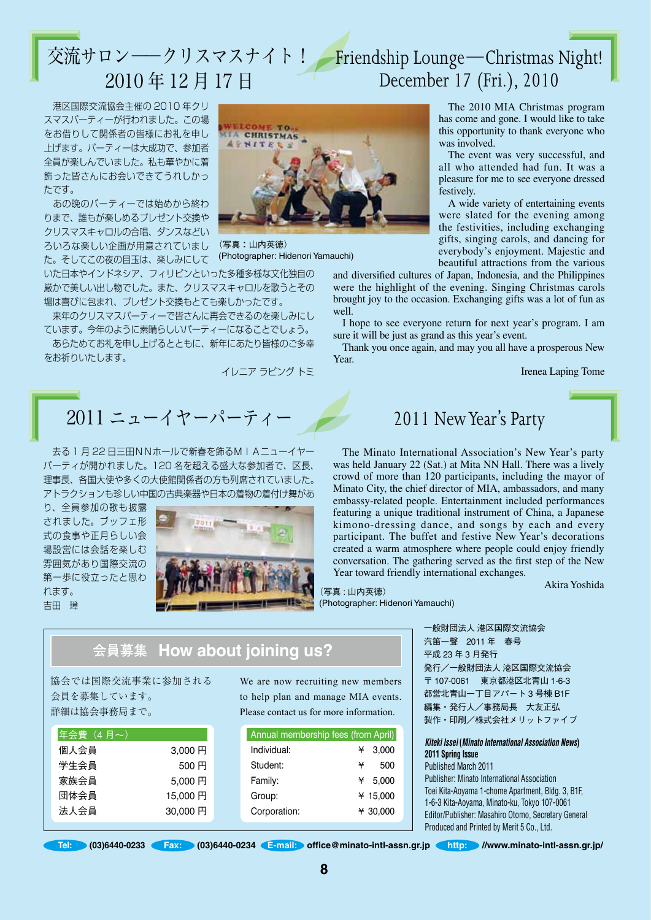# 交流サロン——クリスマスナイト！ 2010年12月17日

港区国際交流協会主催の2010年クリスマスパーティーが行われました。この場をお借りして関係者の皆様にお礼を申し上げます。パーティーは大成功で、参加者全員が楽しんでいました。私も華やかに着飾った皆さんにお会いできてうれしかったです。

あの晩のパーティーでは始めから終わりまで、誰もが楽しめるプレゼント交換やクリスマスキャロルの合唱、ダンスなどいろいろな楽しい企画が用意されていました。そしてこの夜の目玉は、楽しみにしていた日本やインドネシア、フィリピンといった多種多様な文化独自の厳かで美しい出し物でした。また、クリスマスキャロルを歌うとその場は喜びに包まれ、プレゼント交換もとても楽しかったです。

来年のクリスマスパーティーで皆さんに再会できるのを楽しみにしています。今年のように素晴らしいパーティーになることでしょう。

あらためてお礼を申し上げるとともに、新年にあたり皆様のご多幸をお祈りいたします。

イレニア ラピング トミ

（写真：山内英徳）
(Photographer: Hidenori Yamauchi)

# Friendship Lounge—Christmas Night! December 17 (Fri.), 2010

The 2010 MIA Christmas program has come and gone. I would like to take this opportunity to thank everyone who was involved.

The event was very successful, and all who attended had fun. It was a pleasure for me to see everyone dressed festively.

A wide variety of entertaining events were slated for the evening among the festivities, including exchanging gifts, singing carols, and dancing for everybody's enjoyment. Majestic and beautiful attractions from the various and diversified cultures of Japan, Indonesia, and the Philippines were the highlight of the evening. Singing Christmas carols brought joy to the occasion. Exchanging gifts was a lot of fun as well.

I hope to see everyone return for next year's program. I am sure it will be just as grand as this year's event.

Thank you once again, and may you all have a prosperous New Year.

Irenea Laping Tome

# 2011 ニューイヤーパーティー

去る1月22日三田NNホールで新春を飾るMIAニューイヤーパーティが開かれました。120名を超える盛大な参加者で、区長、理事長、各国大使や多くの大使館関係者の方も列席されていました。アトラクションも珍しい中国の古典楽器や日本の着物の着付け舞があり、全員参加の歌も披露されました。ブッフェ形式の食事や正月らしい会場設営には会話を楽しむ雰囲気があり国際交流の第一歩に役立ったと思われます。

吉田　璋

（写真：山内英徳）
(Photographer: Hidenori Yamauchi)

# 2011 New Year's Party

The Minato International Association's New Year's party was held January 22 (Sat.) at Mita NN Hall. There was a lively crowd of more than 120 participants, including the mayor of Minato City, the chief director of MIA, ambassadors, and many embassy-related people. Entertainment included performances featuring a unique traditional instrument of China, a Japanese kimono-dressing dance, and songs by each and every participant. The buffet and festive New Year's decorations created a warm atmosphere where people could enjoy friendly conversation. The gathering served as the first step of the New Year toward friendly international exchanges.

Akira Yoshida

## 会員募集　How about joining us?

協会では国際交流事業に参加される会員を募集しています。
詳細は協会事務局まで。

| 年会費（4月～） | |
|---|---|
| 個人会員 | 3,000円 |
| 学生会員 | 500円 |
| 家族会員 | 5,000円 |
| 団体会員 | 15,000円 |
| 法人会員 | 30,000円 |

We are now recruiting new members to help plan and manage MIA events.
Please contact us for more information.

| Annual membership fees (from April) | |
|---|---|
| Individual: | ¥ 3,000 |
| Student: | ¥ 500 |
| Family: | ¥ 5,000 |
| Group: | ¥ 15,000 |
| Corporation: | ¥ 30,000 |

一般財団法人 港区国際交流協会
汽笛一聲　2011年　春号
平成23年3月発行
発行／一般財団法人 港区国際交流協会
〒107-0061　東京都港区北青山1-6-3
都営北青山一丁目アパート3号棟B1F
編集・発行人／事務局長　大友正弘
製作・印刷／株式会社メリットファイブ

***Kiteki Issei* (Minato International Association News)**
**2011 Spring Issue**
Published March 2011
Publisher: Minato International Association
Toei Kita-Aoyama 1-chome Apartment, Bldg. 3, B1F,
1-6-3 Kita-Aoyama, Minato-ku, Tokyo 107-0061
Editor/Publisher: Masahiro Otomo, Secretary General
Produced and Printed by Merit 5 Co., Ltd.

Tel: (03)6440-0233　Fax: (03)6440-0234　E-mail: office@minato-intl-assn.gr.jp　http: //www.minato-intl-assn.gr.jp/